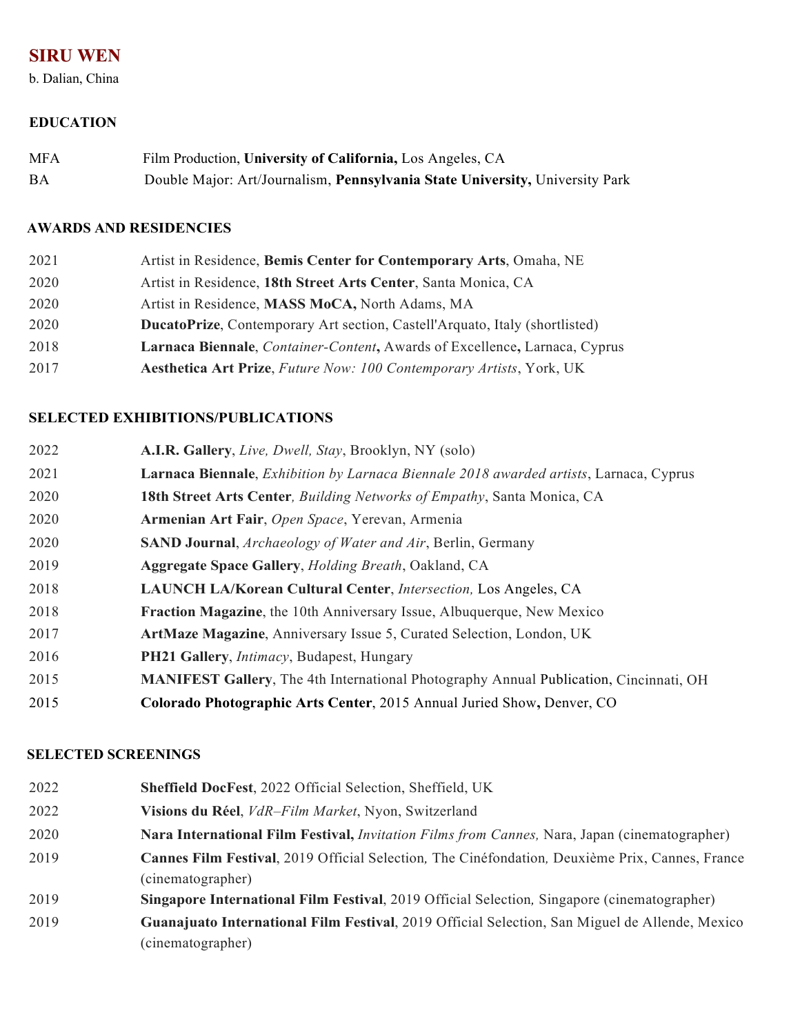# SIRU WEN

b. Dalian, China

## EDUCATION

MFA Film Production, **University of California,** Los Angeles, CA

BA Double Major: Art/Journalism, **Pennsylvania State University,** University Park

## AWARDS AND RESIDENCIES

2021 Artist in Residence, **Bemis Center for Contemporary Arts**, Omaha, NE

2020 Artist in Residence, **18th Street Arts Center**, Santa Monica, CA

2020 Artist in Residence, **MASS MoCA,** North Adams, MA

2020 **DucatoPrize**, Contemporary Art section, Castell'Arquato, Italy (shortlisted)

2018 **Larnaca Biennale**, *Container-Content***,** Awards of Excellence**,** Larnaca, Cyprus

2017 **Aesthetica Art Prize**, *Future Now: 100 Contemporary Artists*, York, UK

## SELECTED EXHIBITIONS/PUBLICATIONS

2022 **A.I.R. Gallery**, *Live, Dwell, Stay*, Brooklyn, NY (solo)

2021 **Larnaca Biennale**, *Exhibition by Larnaca Biennale 2018 awarded artists*, Larnaca, Cyprus

2020 **18th Street Arts Center***, Building Networks of Empathy*, Santa Monica, CA

2020 **Armenian Art Fair**, *Open Space*, Yerevan, Armenia

2020 **SAND Journal**, *Archaeology of Water and Air*, Berlin, Germany

2019 **Aggregate Space Gallery**, *Holding Breath*, Oakland, CA

2018 **LAUNCH LA/Korean Cultural Center**, *Intersection,* Los Angeles, CA

2018 **Fraction Magazine**, the 10th Anniversary Issue, Albuquerque, New Mexico

2017 **ArtMaze Magazine**, Anniversary Issue 5, Curated Selection, London, UK

2016 **PH21 Gallery**, *Intimacy*, Budapest, Hungary

2015 **MANIFEST Gallery**, The 4th International Photography Annual Publication, Cincinnati, OH

2015 **Colorado Photographic Arts Center**, 2015 Annual Juried Show**,** Denver, CO

## SELECTED SCREENINGS

2022 **Sheffield DocFest**, 2022 Official Selection, Sheffield, UK

2022 **Visions du Réel**, *VdR–Film Market*, Nyon, Switzerland

2020 **Nara International Film Festival,** *Invitation Films from Cannes,* Nara, Japan (cinematographer)

2019 **Cannes Film Festival**, 2019 Official Selection*,* The Cinéfondation*,* Deuxième Prix, Cannes, France (cinematographer)

2019 **Singapore International Film Festival**, 2019 Official Selection*,* Singapore (cinematographer)

2019 **Guanajuato International Film Festival**, 2019 Official Selection, San Miguel de Allende, Mexico (cinematographer)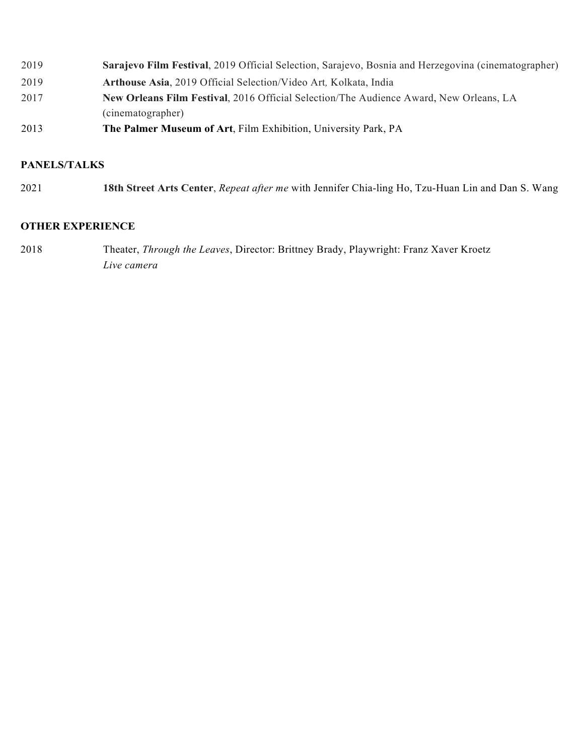2019 **Sarajevo Film Festival**, 2019 Official Selection, Sarajevo, Bosnia and Herzegovina (cinematographer)

2019 **Arthouse Asia**, 2019 Official Selection/Video Art, Kolkata, India

2017 **New Orleans Film Festival**, 2016 Official Selection/The Audience Award, New Orleans, LA (cinematographer)

2013 **The Palmer Museum of Art**, Film Exhibition, University Park, PA

**PANELS/TALKS**

2021 **18th Street Arts Center**, *Repeat after me* with Jennifer Chia-ling Ho, Tzu-Huan Lin and Dan S. Wang

**OTHER EXPERIENCE**

2018 Theater, *Through the Leaves*, Director: Brittney Brady, Playwright: Franz Xaver Kroetz
*Live camera*